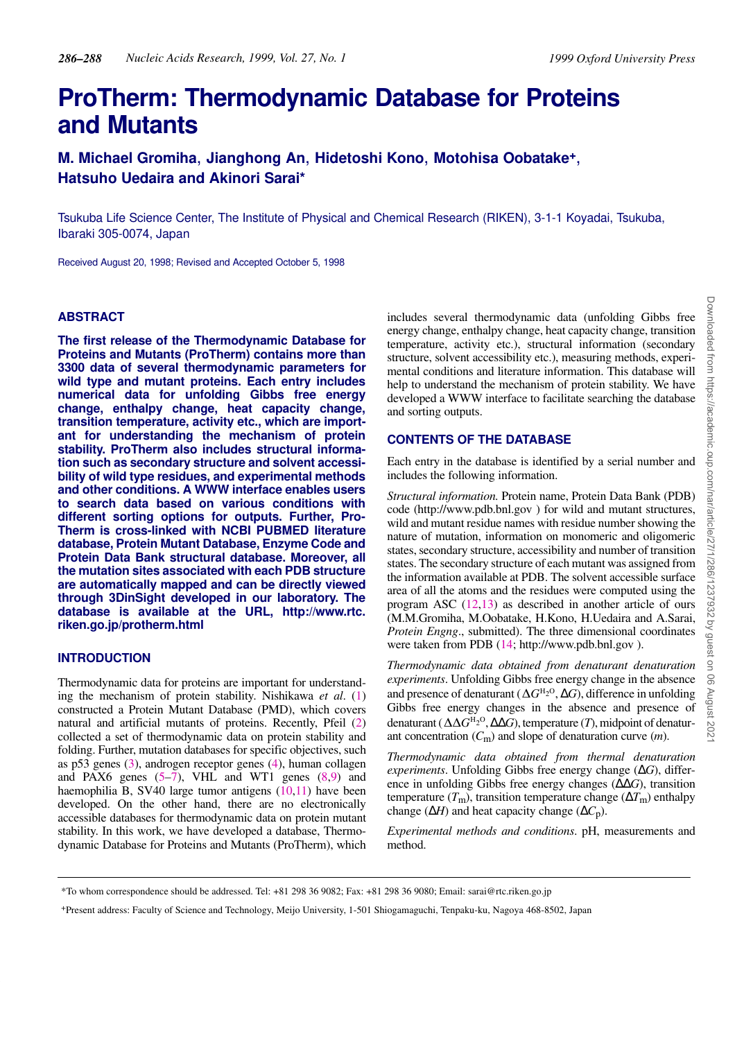# ProTherm: Thermodynamic Database for Proteins and Mutants

**M. Michael Gromiha, Jianghong An, Hidetoshi Kono, Motohisa Oobatake+, Hatsuho Uedaira and Akinori Sarai***

Tsukuba Life Science Center, The Institute of Physical and Chemical Research (RIKEN), 3-1-1 Koyadai, Tsukuba, Ibaraki 305-0074, Japan

Received August 20, 1998; Revised and Accepted October 5, 1998

## ABSTRACT

**The first release of the Thermodynamic Database for Proteins and Mutants (ProTherm) contains more than 3300 data of several thermodynamic parameters for wild type and mutant proteins. Each entry includes numerical data for unfolding Gibbs free energy change, enthalpy change, heat capacity change, transition temperature, activity etc., which are important for understanding the mechanism of protein stability. ProTherm also includes structural information such as secondary structure and solvent accessibility of wild type residues, and experimental methods and other conditions. A WWW interface enables users to search data based on various conditions with different sorting options for outputs. Further, ProTherm is cross-linked with NCBI PUBMED literature database, Protein Mutant Database, Enzyme Code and Protein Data Bank structural database. Moreover, all the mutation sites associated with each PDB structure are automatically mapped and can be directly viewed through 3DinSight developed in our laboratory. The database is available at the URL, http://www.rtc.riken.go.jp/protherm.html**

## INTRODUCTION

Thermodynamic data for proteins are important for understanding the mechanism of protein stability. Nishikawa *et al*. (1) constructed a Protein Mutant Database (PMD), which covers natural and artificial mutants of proteins. Recently, Pfeil (2) collected a set of thermodynamic data on protein stability and folding. Further, mutation databases for specific objectives, such as p53 genes (3), androgen receptor genes (4), human collagen and PAX6 genes (5–7), VHL and WT1 genes (8,9) and haemophilia B, SV40 large tumor antigens (10,11) have been developed. On the other hand, there are no electronically accessible databases for thermodynamic data on protein mutant stability. In this work, we have developed a database, Thermodynamic Database for Proteins and Mutants (ProTherm), which includes several thermodynamic data (unfolding Gibbs free energy change, enthalpy change, heat capacity change, transition temperature, activity etc.), structural information (secondary structure, solvent accessibility etc.), measuring methods, experimental conditions and literature information. This database will help to understand the mechanism of protein stability. We have developed a WWW interface to facilitate searching the database and sorting outputs.

## CONTENTS OF THE DATABASE

Each entry in the database is identified by a serial number and includes the following information.

*Structural information.* Protein name, Protein Data Bank (PDB) code (http://www.pdb.bnl.gov ) for wild and mutant structures, wild and mutant residue names with residue number showing the nature of mutation, information on monomeric and oligomeric states, secondary structure, accessibility and number of transition states. The secondary structure of each mutant was assigned from the information available at PDB. The solvent accessible surface area of all the atoms and the residues were computed using the program ASC (12,13) as described in another article of ours (M.M.Gromiha, M.Oobatake, H.Kono, H.Uedaira and A.Sarai, *Protein Engng*., submitted). The three dimensional coordinates were taken from PDB (14; http://www.pdb.bnl.gov ).

*Thermodynamic data obtained from denaturant denaturation experiments*. Unfolding Gibbs free energy change in the absence and presence of denaturant ($\Delta G^{H_2O}$, $\Delta G$), difference in unfolding Gibbs free energy changes in the absence and presence of denaturant ($\Delta\Delta G^{H_2O}$, $\Delta\Delta G$), temperature ($T$), midpoint of denaturant concentration ($C_m$) and slope of denaturation curve ($m$).

*Thermodynamic data obtained from thermal denaturation experiments*. Unfolding Gibbs free energy change ($\Delta G$), difference in unfolding Gibbs free energy changes ($\Delta\Delta G$), transition temperature ($T_m$), transition temperature change ($\Delta T_m$) enthalpy change ($\Delta H$) and heat capacity change ($\Delta C_p$).

*Experimental methods and conditions*. pH, measurements and method.

---

*To whom correspondence should be addressed. Tel: +81 298 36 9082; Fax: +81 298 36 9080; Email: sarai@rtc.riken.go.jp

+Present address: Faculty of Science and Technology, Meijo University, 1-501 Shiogamaguchi, Tenpaku-ku, Nagoya 468-8502, Japan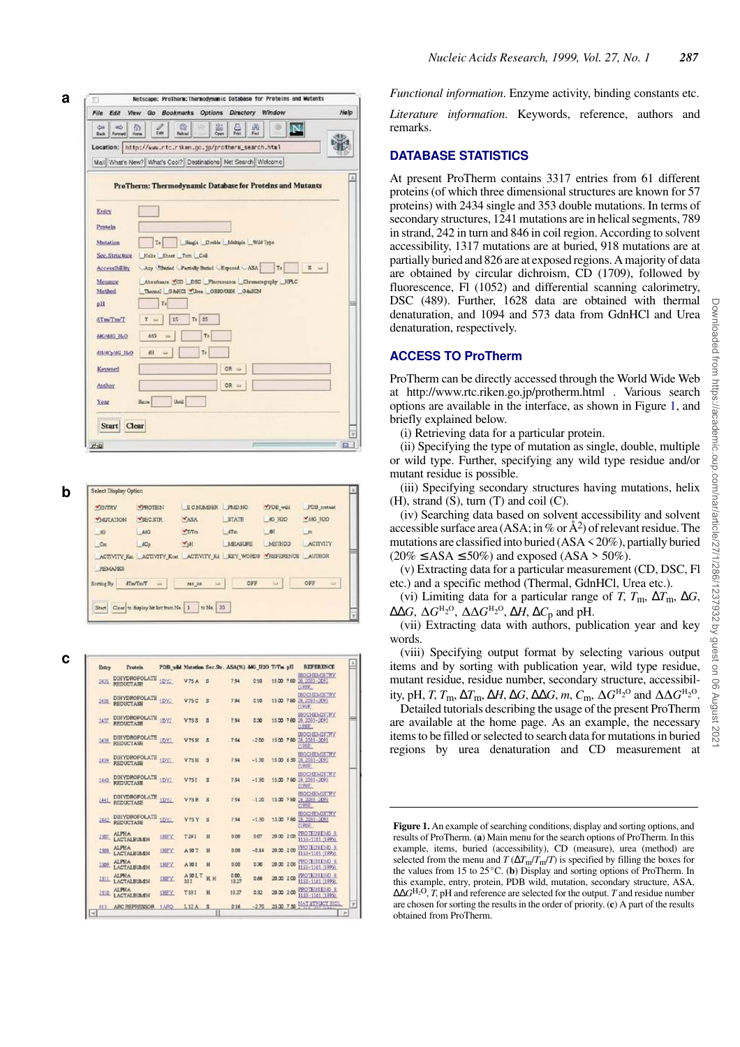*Functional information*. Enzyme activity, binding constants etc.

*Literature information*. Keywords, reference, authors and remarks.

## DATABASE STATISTICS

At present ProTherm contains 3317 entries from 61 different proteins (of which three dimensional structures are known for 57 proteins) with 2434 single and 353 double mutations. In terms of secondary structures, 1241 mutations are in helical segments, 789 in strand, 242 in turn and 846 in coil region. According to solvent accessibility, 1317 mutations are at buried, 918 mutations are at partially buried and 826 are at exposed regions. A majority of data are obtained by circular dichroism, CD (1709), followed by fluorescence, Fl (1052) and differential scanning calorimetry, DSC (489). Further, 1628 data are obtained with thermal denaturation, and 1094 and 573 data from GdnHCl and Urea denaturation, respectively.

## ACCESS TO ProTherm

ProTherm can be directly accessed through the World Wide Web at http://www.rtc.riken.go.jp/protherm.html . Various search options are available in the interface, as shown in Figure 1, and briefly explained below.

(i) Retrieving data for a particular protein.

(ii) Specifying the type of mutation as single, double, multiple or wild type. Further, specifying any wild type residue and/or mutant residue is possible.

(iii) Specifying secondary structures having mutations, helix (H), strand (S), turn (T) and coil (C).

(iv) Searching data based on solvent accessibility and solvent accessible surface area (ASA; in % or Å$^2$) of relevant residue. The mutations are classified into buried (ASA < 20%), partially buried (20% ≤ ASA ≤ 50%) and exposed (ASA > 50%).

(v) Extracting data for a particular measurement (CD, DSC, Fl etc.) and a specific method (Thermal, GdnHCl, Urea etc.).

(vi) Limiting data for a particular range of $T$, $T_m$, $\Delta T_m$, $\Delta G$, $\Delta\Delta G$, $\Delta G^{H_2O}$, $\Delta\Delta G^{H_2O}$, $\Delta H$, $\Delta C_p$ and pH.

(vii) Extracting data with authors, publication year and key words.

(viii) Specifying output format by selecting various output items and by sorting with publication year, wild type residue, mutant residue, residue number, secondary structure, accessibility, pH, $T$, $T_m$, $\Delta T_m$, $\Delta H$, $\Delta G$, $\Delta\Delta G$, $m$, $C_m$, $\Delta G^{H_2O}$ and $\Delta\Delta G^{H_2O}$.

Detailed tutorials describing the usage of the present ProTherm are available at the home page. As an example, the necessary items to be filled or selected to search data for mutations in buried regions by urea denaturation and CD measurement at

**Figure 1.** An example of searching conditions, display and sorting options, and results of ProTherm. (**a**) Main menu for the search options of ProTherm. In this example, items, buried (accessibility), CD (measure), urea (method) are selected from the menu and $T$ ($\Delta T_m/T_m/T$) is specified by filling the boxes for the values from 15 to 25°C. (**b**) Display and sorting options of ProTherm. In this example, entry, protein, PDB wild, mutation, secondary structure, ASA, $\Delta\Delta G^{H_2O}$, $T$, pH and reference are selected for the output. $T$ and residue number are chosen for sorting the results in the order of priority. (**c**) A part of the results obtained from ProTherm.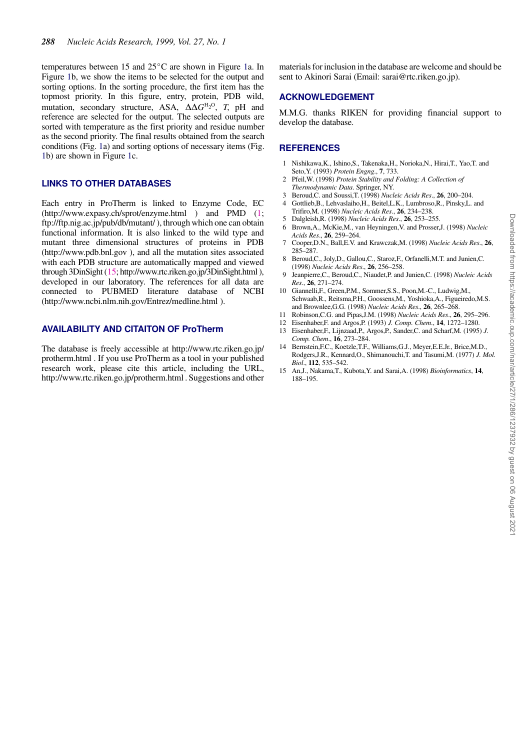temperatures between 15 and 25°C are shown in Figure 1a. In Figure 1b, we show the items to be selected for the output and sorting options. In the sorting procedure, the first item has the topmost priority. In this figure, entry, protein, PDB wild, mutation, secondary structure, ASA, $\Delta\Delta G^{H_2O}$, *T*, pH and reference are selected for the output. The selected outputs are sorted with temperature as the first priority and residue number as the second priority. The final results obtained from the search conditions (Fig. 1a) and sorting options of necessary items (Fig. 1b) are shown in Figure 1c.

## LINKS TO OTHER DATABASES

Each entry in ProTherm is linked to Enzyme Code, EC (http://www.expasy.ch/sprot/enzyme.html ) and PMD (1; ftp://ftp.nig.ac.jp/pub/db/mutant/ ), through which one can obtain functional information. It is also linked to the wild type and mutant three dimensional structures of proteins in PDB (http://www.pdb.bnl.gov ), and all the mutation sites associated with each PDB structure are automatically mapped and viewed through 3DinSight (15; http://www.rtc.riken.go.jp/3DinSight.html ), developed in our laboratory. The references for all data are connected to PUBMED literature database of NCBI (http://www.ncbi.nlm.nih.gov/Entrez/medline.html ).

## AVAILABILITY AND CITAITON OF ProTherm

The database is freely accessible at http://www.rtc.riken.go.jp/protherm.html . If you use ProTherm as a tool in your published research work, please cite this article, including the URL, http://www.rtc.riken.go.jp/protherm.html . Suggestions and other materials for inclusion in the database are welcome and should be sent to Akinori Sarai (Email: sarai@rtc.riken.go.jp).

## ACKNOWLEDGEMENT

M.M.G. thanks RIKEN for providing financial support to develop the database.

## REFERENCES

1. Nishikawa,K., Ishino,S., Takenaka,H., Norioka,N., Hirai,T., Yao,T. and Seto,Y. (1993) *Protein Engng*., **7**, 733.
2. Pfeil,W. (1998) *Protein Stability and Folding: A Collection of Thermodynamic Data*. Springer, NY.
3. Beroud,C. and Soussi,T. (1998) *Nucleic Acids Res*., **26**, 200–204.
4. Gottlieb,B., Lehvaslaiho,H., Beitel,L.K., Lumbroso,R., Pinsky,L. and Trifiro,M. (1998) *Nucleic Acids Res*., **26**, 234–238.
5. Dalgleish,R. (1998) *Nucleic Acids Res*., **26**, 253–255.
6. Brown,A., McKie,M., van Heyningen,V. and Prosser,J. (1998) *Nucleic Acids Res*., **26**, 259–264.
7. Cooper,D.N., Ball,E.V. and Krawczak,M. (1998) *Nucleic Acids Res*., **26**, 285–287.
8. Beroud,C., Joly,D., Gallou,C., Staroz,F., Orfanelli,M.T. and Junien,C. (1998) *Nucleic Acids Res*., **26**, 256–258.
9. Jeanpierre,C., Beroud,C., Niaudet,P. and Junien,C. (1998) *Nucleic Acids Res*., **26**, 271–274.
10. Giannelli,F., Green,P.M., Sommer,S.S., Poon,M.-C., Ludwig,M., Schwaab,R., Reitsma,P.H., Goossens,M., Yoshioka,A., Figueiredo,M.S. and Brownlee,G.G. (1998) *Nucleic Acids Res*., **26**, 265–268.
11. Robinson,C.G. and Pipas,J.M. (1998) *Nucleic Acids Res*., **26**, 295–296.
12. Eisenhaber,F. and Argos,P. (1993) *J. Comp. Chem*., **14**, 1272–1280.
13. Eisenhaber,F., Lijnzaad,P., Argos,P., Sander,C. and Scharf,M. (1995) *J. Comp. Chem*., **16**, 273–284.
14. Bernstein,F.C., Koetzle,T.F., Williams,G.J., Meyer,E.E.Jr., Brice,M.D., Rodgers,J.R., Kennard,O., Shimanouchi,T. and Tasumi,M. (1977) *J. Mol. Biol*., **112**, 535–542.
15. An,J., Nakama,T., Kubota,Y. and Sarai,A. (1998) *Bioinformatics*, **14**, 188–195.